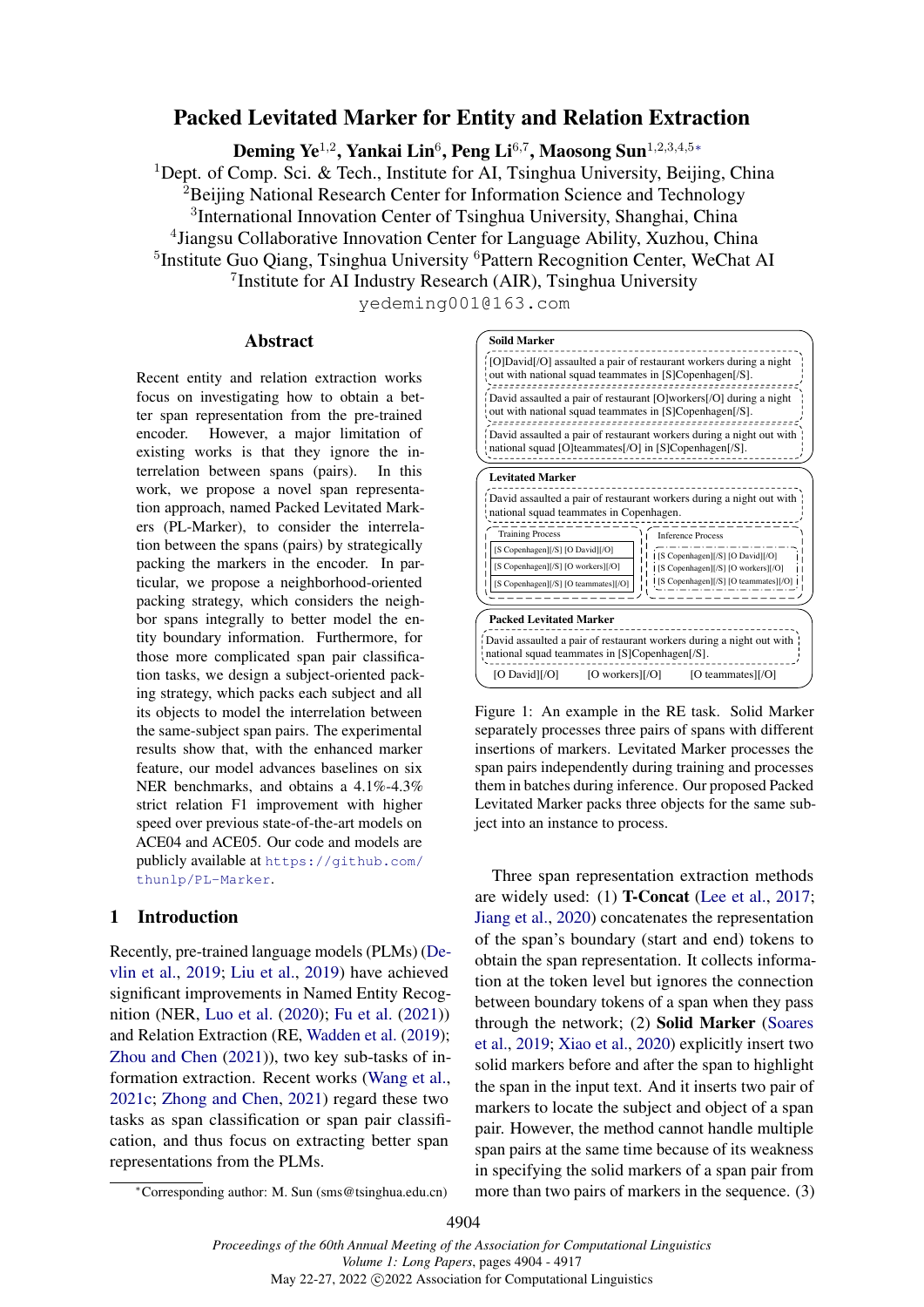# Packed Levitated Marker for Entity and Relation Extraction

**Deming Ye**[1,2], **Yankai Lin**[6], **Peng Li**[6,7], **Maosong Sun**[1,2,3,4,5*]

[1]Dept. of Comp. Sci. & Tech., Institute for AI, Tsinghua University, Beijing, China
[2]Beijing National Research Center for Information Science and Technology
[3]International Innovation Center of Tsinghua University, Shanghai, China
[4]Jiangsu Collaborative Innovation Center for Language Ability, Xuzhou, China
[5]Institute Guo Qiang, Tsinghua University [6]Pattern Recognition Center, WeChat AI
[7]Institute for AI Industry Research (AIR), Tsinghua University

yedeming001@163.com

## Abstract

Recent entity and relation extraction works focus on investigating how to obtain a better span representation from the pre-trained encoder. However, a major limitation of existing works is that they ignore the interrelation between spans (pairs). In this work, we propose a novel span representation approach, named Packed Levitated Markers (PL-Marker), to consider the interrelation between the spans (pairs) by strategically packing the markers in the encoder. In particular, we propose a neighborhood-oriented packing strategy, which considers the neighbor spans integrally to better model the entity boundary information. Furthermore, for those more complicated span pair classification tasks, we design a subject-oriented packing strategy, which packs each subject and all its objects to model the interrelation between the same-subject span pairs. The experimental results show that, with the enhanced marker feature, our model advances baselines on six NER benchmarks, and obtains a 4.1%-4.3% strict relation F1 improvement with higher speed over previous state-of-the-art models on ACE04 and ACE05. Our code and models are publicly available at https://github.com/thunlp/PL-Marker.

## 1 Introduction

Recently, pre-trained language models (PLMs) (Devlin et al., 2019; Liu et al., 2019) have achieved significant improvements in Named Entity Recognition (NER, Luo et al. (2020); Fu et al. (2021)) and Relation Extraction (RE, Wadden et al. (2019); Zhou and Chen (2021)), two key sub-tasks of information extraction. Recent works (Wang et al., 2021c; Zhong and Chen, 2021) regard these two tasks as span classification or span pair classification, and thus focus on extracting better span representations from the PLMs.

**Solid Marker**

[O]David[/O] assaulted a pair of restaurant workers during a night out with national squad teammates in [S]Copenhagen[/S].

David assaulted a pair of restaurant [O]workers[/O] during a night out with national squad teammates in [S]Copenhagen[/S].

David assaulted a pair of restaurant workers during a night out with national squad [O]teammates[/O] in [S]Copenhagen[/S].

**Levitated Marker**

David assaulted a pair of restaurant workers during a night out with national squad teammates in Copenhagen.

Training Process:
[S Copenhagen][/S] [O David][/O]
[S Copenhagen][/S] [O workers][/O]
[S Copenhagen][/S] [O teammates][/O]

Inference Process:
[S Copenhagen][/S] [O David][/O]
[S Copenhagen][/S] [O workers][/O]
[S Copenhagen][/S] [O teammates][/O]

**Packed Levitated Marker**

David assaulted a pair of restaurant workers during a night out with national squad teammates in [S]Copenhagen[/S].

[O David][/O] [O workers][/O] [O teammates][/O]

Figure 1: An example in the RE task. Solid Marker separately processes three pairs of spans with different insertions of markers. Levitated Marker processes the span pairs independently during training and processes them in batches during inference. Our proposed Packed Levitated Marker packs three objects for the same subject into an instance to process.

Three span representation extraction methods are widely used: (1) **T-Concat** (Lee et al., 2017; Jiang et al., 2020) concatenates the representation of the span's boundary (start and end) tokens to obtain the span representation. It collects information at the token level but ignores the connection between boundary tokens of a span when they pass through the network; (2) **Solid Marker** (Soares et al., 2019; Xiao et al., 2020) explicitly insert two solid markers before and after the span to highlight the span in the input text. And it inserts two pair of markers to locate the subject and object of a span pair. However, the method cannot handle multiple span pairs at the same time because of its weakness in specifying the solid markers of a span pair from more than two pairs of markers in the sequence. (3)

*Corresponding author: M. Sun (sms@tsinghua.edu.cn)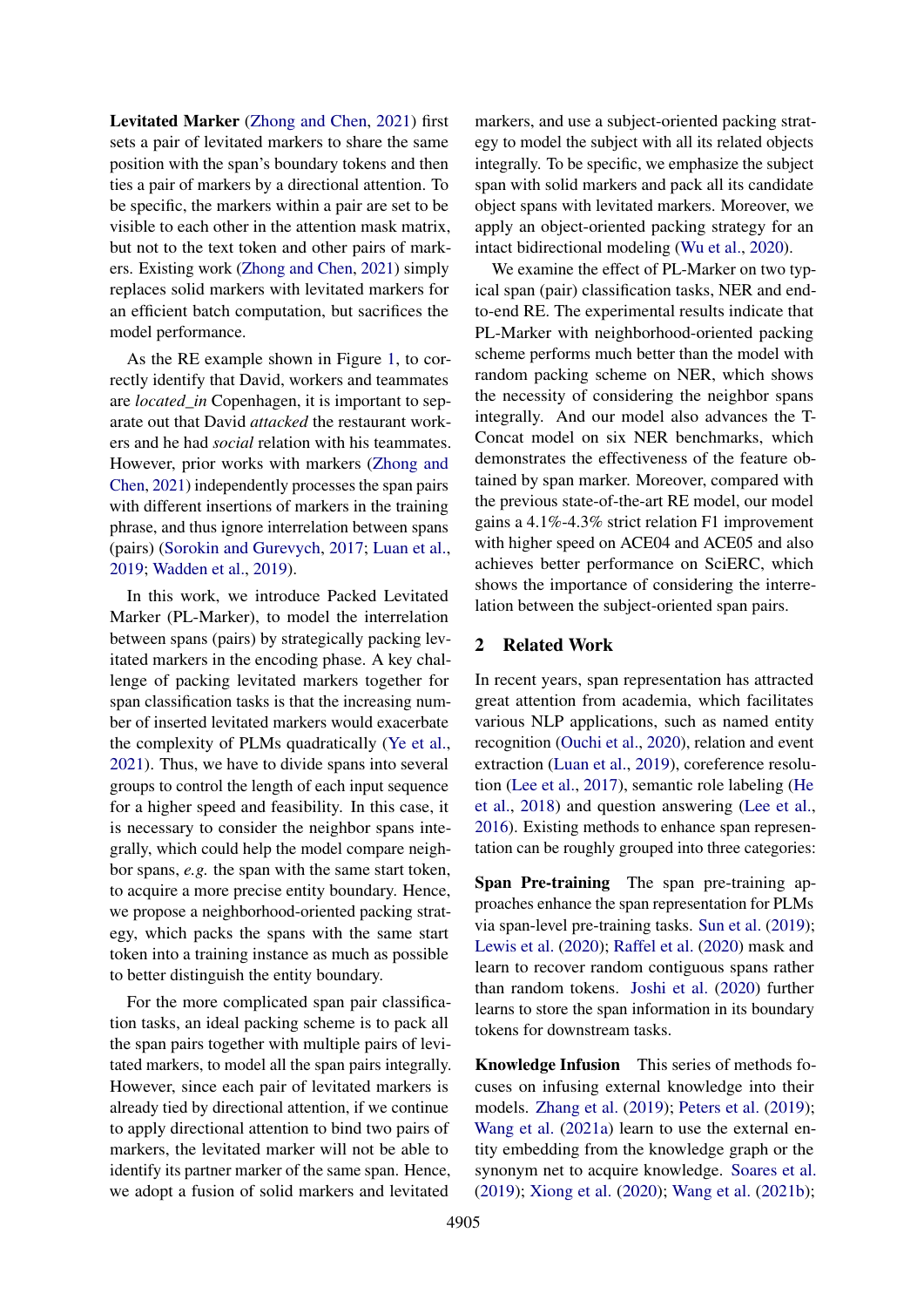**Levitated Marker** (Zhong and Chen, 2021) first sets a pair of levitated markers to share the same position with the span's boundary tokens and then ties a pair of markers by a directional attention. To be specific, the markers within a pair are set to be visible to each other in the attention mask matrix, but not to the text token and other pairs of markers. Existing work (Zhong and Chen, 2021) simply replaces solid markers with levitated markers for an efficient batch computation, but sacrifices the model performance.

As the RE example shown in Figure 1, to correctly identify that David, workers and teammates are *located_in* Copenhagen, it is important to separate out that David *attacked* the restaurant workers and he had *social* relation with his teammates. However, prior works with markers (Zhong and Chen, 2021) independently processes the span pairs with different insertions of markers in the training phrase, and thus ignore interrelation between spans (pairs) (Sorokin and Gurevych, 2017; Luan et al., 2019; Wadden et al., 2019).

In this work, we introduce Packed Levitated Marker (PL-Marker), to model the interrelation between spans (pairs) by strategically packing levitated markers in the encoding phase. A key challenge of packing levitated markers together for span classification tasks is that the increasing number of inserted levitated markers would exacerbate the complexity of PLMs quadratically (Ye et al., 2021). Thus, we have to divide spans into several groups to control the length of each input sequence for a higher speed and feasibility. In this case, it is necessary to consider the neighbor spans integrally, which could help the model compare neighbor spans, *e.g.* the span with the same start token, to acquire a more precise entity boundary. Hence, we propose a neighborhood-oriented packing strategy, which packs the spans with the same start token into a training instance as much as possible to better distinguish the entity boundary.

For the more complicated span pair classification tasks, an ideal packing scheme is to pack all the span pairs together with multiple pairs of levitated markers, to model all the span pairs integrally. However, since each pair of levitated markers is already tied by directional attention, if we continue to apply directional attention to bind two pairs of markers, the levitated marker will not be able to identify its partner marker of the same span. Hence, we adopt a fusion of solid markers and levitated markers, and use a subject-oriented packing strategy to model the subject with all its related objects integrally. To be specific, we emphasize the subject span with solid markers and pack all its candidate object spans with levitated markers. Moreover, we apply an object-oriented packing strategy for an intact bidirectional modeling (Wu et al., 2020).

We examine the effect of PL-Marker on two typical span (pair) classification tasks, NER and end-to-end RE. The experimental results indicate that PL-Marker with neighborhood-oriented packing scheme performs much better than the model with random packing scheme on NER, which shows the necessity of considering the neighbor spans integrally. And our model also advances the T-Concat model on six NER benchmarks, which demonstrates the effectiveness of the feature obtained by span marker. Moreover, compared with the previous state-of-the-art RE model, our model gains a 4.1%-4.3% strict relation F1 improvement with higher speed on ACE04 and ACE05 and also achieves better performance on SciERC, which shows the importance of considering the interrelation between the subject-oriented span pairs.

## 2 Related Work

In recent years, span representation has attracted great attention from academia, which facilitates various NLP applications, such as named entity recognition (Ouchi et al., 2020), relation and event extraction (Luan et al., 2019), coreference resolution (Lee et al., 2017), semantic role labeling (He et al., 2018) and question answering (Lee et al., 2016). Existing methods to enhance span representation can be roughly grouped into three categories:

**Span Pre-training** The span pre-training approaches enhance the span representation for PLMs via span-level pre-training tasks. Sun et al. (2019); Lewis et al. (2020); Raffel et al. (2020) mask and learn to recover random contiguous spans rather than random tokens. Joshi et al. (2020) further learns to store the span information in its boundary tokens for downstream tasks.

**Knowledge Infusion** This series of methods focuses on infusing external knowledge into their models. Zhang et al. (2019); Peters et al. (2019); Wang et al. (2021a) learn to use the external entity embedding from the knowledge graph or the synonym net to acquire knowledge. Soares et al. (2019); Xiong et al. (2020); Wang et al. (2021b);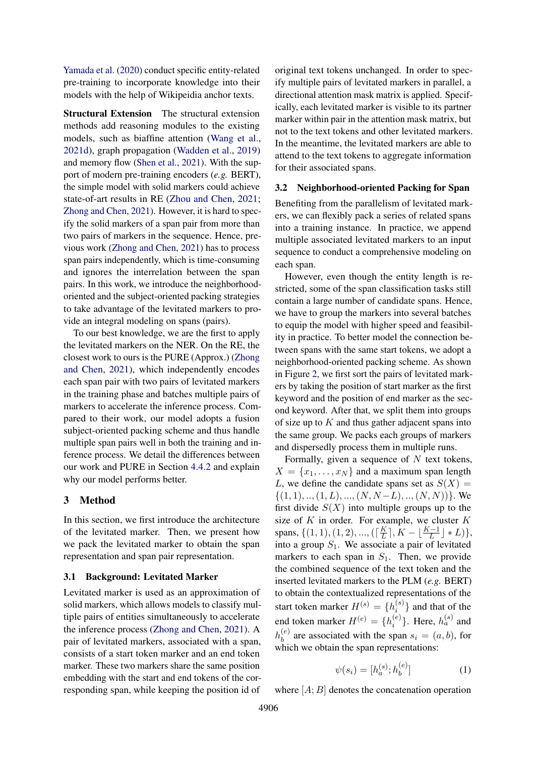Yamada et al. (2020) conduct specific entity-related pre-training to incorporate knowledge into their models with the help of Wikipeidia anchor texts.

**Structural Extension** The structural extension methods add reasoning modules to the existing models, such as biaffine attention (Wang et al., 2021d), graph propagation (Wadden et al., 2019) and memory flow (Shen et al., 2021). With the support of modern pre-training encoders (*e.g.* BERT), the simple model with solid markers could achieve state-of-art results in RE (Zhou and Chen, 2021; Zhong and Chen, 2021). However, it is hard to specify the solid markers of a span pair from more than two pairs of markers in the sequence. Hence, previous work (Zhong and Chen, 2021) has to process span pairs independently, which is time-consuming and ignores the interrelation between the span pairs. In this work, we introduce the neighborhood-oriented and the subject-oriented packing strategies to take advantage of the levitated markers to provide an integral modeling on spans (pairs).

To our best knowledge, we are the first to apply the levitated markers on the NER. On the RE, the closest work to ours is the PURE (Approx.) (Zhong and Chen, 2021), which independently encodes each span pair with two pairs of levitated markers in the training phase and batches multiple pairs of markers to accelerate the inference process. Compared to their work, our model adopts a fusion subject-oriented packing scheme and thus handle multiple span pairs well in both the training and inference process. We detail the differences between our work and PURE in Section 4.4.2 and explain why our model performs better.

## 3 Method

In this section, we first introduce the architecture of the levitated marker. Then, we present how we pack the levitated marker to obtain the span representation and span pair representation.

### 3.1 Background: Levitated Marker

Levitated marker is used as an approximation of solid markers, which allows models to classify multiple pairs of entities simultaneously to accelerate the inference process (Zhong and Chen, 2021). A pair of levitated markers, associated with a span, consists of a start token marker and an end token marker. These two markers share the same position embedding with the start and end tokens of the corresponding span, while keeping the position id of original text tokens unchanged. In order to specify multiple pairs of levitated markers in parallel, a directional attention mask matrix is applied. Specifically, each levitated marker is visible to its partner marker within pair in the attention mask matrix, but not to the text tokens and other levitated markers. In the meantime, the levitated markers are able to attend to the text tokens to aggregate information for their associated spans.

### 3.2 Neighborhood-oriented Packing for Span

Benefiting from the parallelism of levitated markers, we can flexibly pack a series of related spans into a training instance. In practice, we append multiple associated levitated markers to an input sequence to conduct a comprehensive modeling on each span.

However, even though the entity length is restricted, some of the span classification tasks still contain a large number of candidate spans. Hence, we have to group the markers into several batches to equip the model with higher speed and feasibility in practice. To better model the connection between spans with the same start tokens, we adopt a neighborhood-oriented packing scheme. As shown in Figure 2, we first sort the pairs of levitated markers by taking the position of start marker as the first keyword and the position of end marker as the second keyword. After that, we split them into groups of size up to $K$ and thus gather adjacent spans into the same group. We packs each groups of markers and dispersedly process them in multiple runs.

Formally, given a sequence of $N$ text tokens, $X = \{x_1, \dots, x_N\}$ and a maximum span length $L$, we define the candidate spans set as $S(X) = \{(1,1), .., (1,L), ..., (N, N-L), .., (N,N)\}$. We first divide $S(X)$ into multiple groups up to the size of $K$ in order. For example, we cluster $K$ spans, $\{(1,1), (1,2), ..., (\lceil \frac{K}{L} \rceil, K - \lfloor \frac{K-1}{L} \rfloor * L)\}$, into a group $S_1$. We associate a pair of levitated markers to each span in $S_1$. Then, we provide the combined sequence of the text token and the inserted levitated markers to the PLM (*e.g.* BERT) to obtain the contextualized representations of the start token marker $H^{(s)} = \{h_i^{(s)}\}$ and that of the end token marker $H^{(e)} = \{h_i^{(e)}\}$. Here, $h_a^{(s)}$ and $h_b^{(e)}$ are associated with the span $s_i = (a, b)$, for which we obtain the span representations:

$$\psi(s_i) = [h_a^{(s)}; h_b^{(e)}] \tag{1}$$

where $[A; B]$ denotes the concatenation operation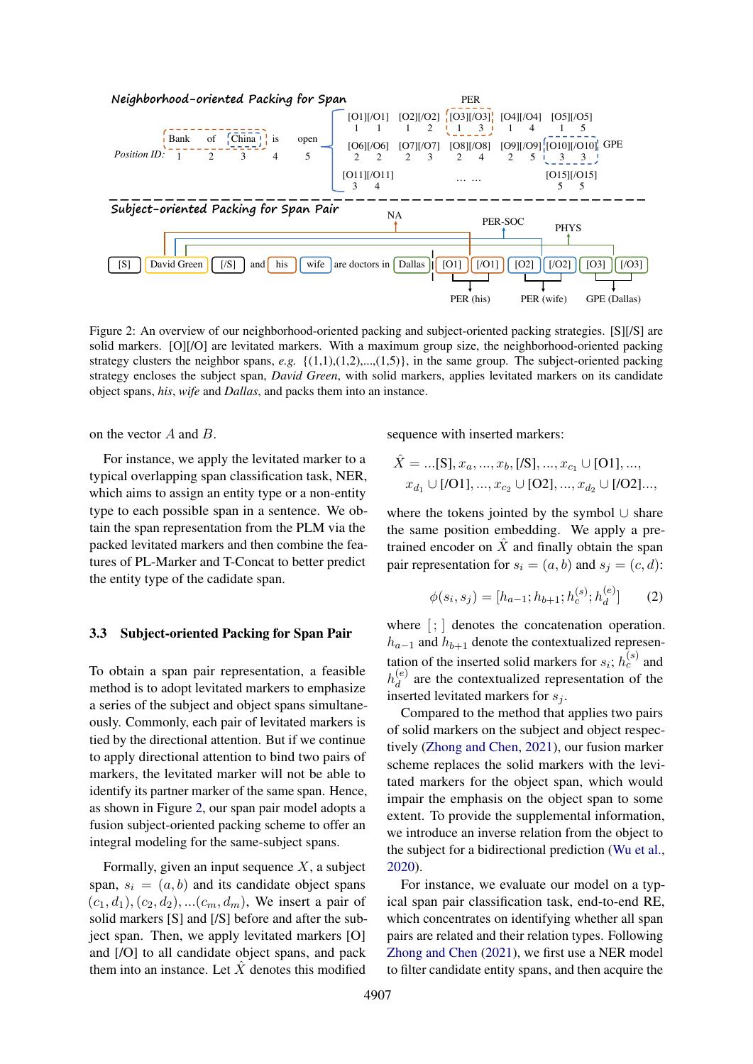Figure 2: An overview of our neighborhood-oriented packing and subject-oriented packing strategies. [S][/S] are solid markers. [O][/O] are levitated markers. With a maximum group size, the neighborhood-oriented packing strategy clusters the neighbor spans, *e.g.* {(1,1),(1,2),...,(1,5)}, in the same group. The subject-oriented packing strategy encloses the subject span, *David Green*, with solid markers, applies levitated markers on its candidate object spans, *his*, *wife* and *Dallas*, and packs them into an instance.

on the vector $A$ and $B$.

For instance, we apply the levitated marker to a typical overlapping span classification task, NER, which aims to assign an entity type or a non-entity type to each possible span in a sentence. We obtain the span representation from the PLM via the packed levitated markers and then combine the features of PL-Marker and T-Concat to better predict the entity type of the cadidate span.

### 3.3 Subject-oriented Packing for Span Pair

To obtain a span pair representation, a feasible method is to adopt levitated markers to emphasize a series of the subject and object spans simultaneously. Commonly, each pair of levitated markers is tied by the directional attention. But if we continue to apply directional attention to bind two pairs of markers, the levitated marker will not be able to identify its partner marker of the same span. Hence, as shown in Figure 2, our span pair model adopts a fusion subject-oriented packing scheme to offer an integral modeling for the same-subject spans.

Formally, given an input sequence $X$, a subject span, $s_i = (a, b)$ and its candidate object spans $(c_1, d_1), (c_2, d_2), ...(c_m, d_m)$, We insert a pair of solid markers [S] and [/S] before and after the subject span. Then, we apply levitated markers [O] and [/O] to all candidate object spans, and pack them into an instance. Let $\hat{X}$ denotes this modified sequence with inserted markers:

$$\hat{X} = ...\text{[S]}, x_a, ..., x_b, \text{[/S]}, ..., x_{c_1} \cup \text{[O1]}, ..., x_{d_1} \cup \text{[/O1]}, ..., x_{c_2} \cup \text{[O2]}, ..., x_{d_2} \cup \text{[/O2]}...,$$

where the tokens jointed by the symbol $\cup$ share the same position embedding. We apply a pre-trained encoder on $\hat{X}$ and finally obtain the span pair representation for $s_i = (a, b)$ and $s_j = (c, d)$:

$$\phi(s_i, s_j) = [h_{a-1}; h_{b+1}; h_c^{(s)}; h_d^{(e)}] \tag{2}$$

where $[\,;\,]$ denotes the concatenation operation. $h_{a-1}$ and $h_{b+1}$ denote the contextualized representation of the inserted solid markers for $s_i$; $h_c^{(s)}$ and $h_d^{(e)}$ are the contextualized representation of the inserted levitated markers for $s_j$.

Compared to the method that applies two pairs of solid markers on the subject and object respectively (Zhong and Chen, 2021), our fusion marker scheme replaces the solid markers with the levitated markers for the object span, which would impair the emphasis on the object span to some extent. To provide the supplemental information, we introduce an inverse relation from the object to the subject for a bidirectional prediction (Wu et al., 2020).

For instance, we evaluate our model on a typical span pair classification task, end-to-end RE, which concentrates on identifying whether all span pairs are related and their relation types. Following Zhong and Chen (2021), we first use a NER model to filter candidate entity spans, and then acquire the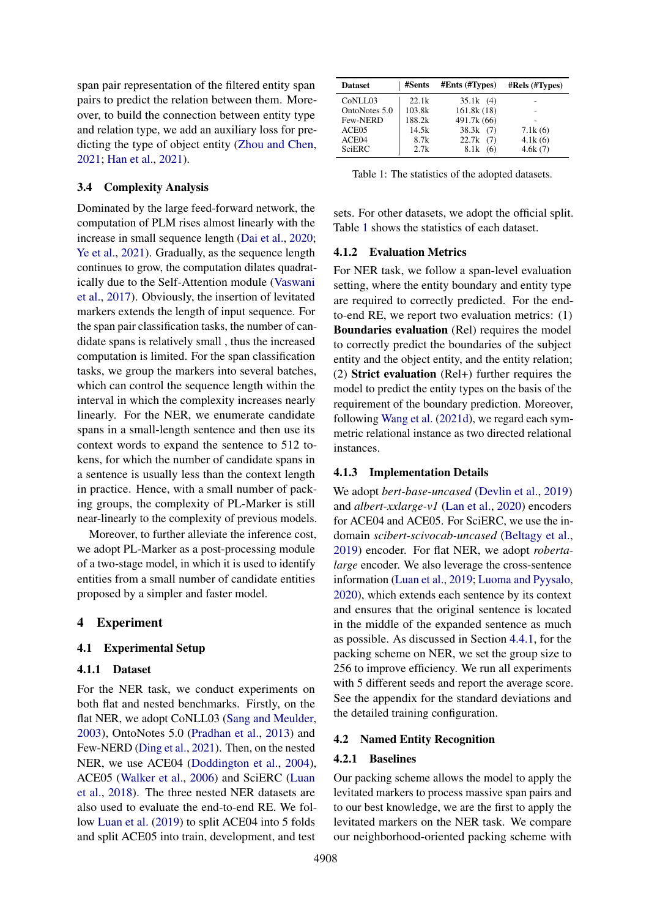span pair representation of the filtered entity span pairs to predict the relation between them. Moreover, to build the connection between entity type and relation type, we add an auxiliary loss for predicting the type of object entity (Zhou and Chen, 2021; Han et al., 2021).

### 3.4 Complexity Analysis

Dominated by the large feed-forward network, the computation of PLM rises almost linearly with the increase in small sequence length (Dai et al., 2020; Ye et al., 2021). Gradually, as the sequence length continues to grow, the computation dilates quadratically due to the Self-Attention module (Vaswani et al., 2017). Obviously, the insertion of levitated markers extends the length of input sequence. For the span pair classification tasks, the number of candidate spans is relatively small , thus the increased computation is limited. For the span classification tasks, we group the markers into several batches, which can control the sequence length within the interval in which the complexity increases nearly linearly. For the NER, we enumerate candidate spans in a small-length sentence and then use its context words to expand the sentence to 512 tokens, for which the number of candidate spans in a sentence is usually less than the context length in practice. Hence, with a small number of packing groups, the complexity of PL-Marker is still near-linearly to the complexity of previous models.

Moreover, to further alleviate the inference cost, we adopt PL-Marker as a post-processing module of a two-stage model, in which it is used to identify entities from a small number of candidate entities proposed by a simpler and faster model.

## 4 Experiment

### 4.1 Experimental Setup

#### 4.1.1 Dataset

For the NER task, we conduct experiments on both flat and nested benchmarks. Firstly, on the flat NER, we adopt CoNLL03 (Sang and Meulder, 2003), OntoNotes 5.0 (Pradhan et al., 2013) and Few-NERD (Ding et al., 2021). Then, on the nested NER, we use ACE04 (Doddington et al., 2004), ACE05 (Walker et al., 2006) and SciERC (Luan et al., 2018). The three nested NER datasets are also used to evaluate the end-to-end RE. We follow Luan et al. (2019) to split ACE04 into 5 folds and split ACE05 into train, development, and test sets. For other datasets, we adopt the official split. Table 1 shows the statistics of each dataset.

| Dataset | #Sents | #Ents (#Types) | #Rels (#Types) |
|---|---|---|---|
| CoNLL03 | 22.1k | 35.1k (4) | - |
| OntoNotes 5.0 | 103.8k | 161.8k (18) | - |
| Few-NERD | 188.2k | 491.7k (66) | - |
| ACE05 | 14.5k | 38.3k (7) | 7.1k (6) |
| ACE04 | 8.7k | 22.7k (7) | 4.1k (6) |
| SciERC | 2.7k | 8.1k (6) | 4.6k (7) |

Table 1: The statistics of the adopted datasets.

#### 4.1.2 Evaluation Metrics

For NER task, we follow a span-level evaluation setting, where the entity boundary and entity type are required to correctly predicted. For the end-to-end RE, we report two evaluation metrics: (1) **Boundaries evaluation** (Rel) requires the model to correctly predict the boundaries of the subject entity and the object entity, and the entity relation; (2) **Strict evaluation** (Rel+) further requires the model to predict the entity types on the basis of the requirement of the boundary prediction. Moreover, following Wang et al. (2021d), we regard each symmetric relational instance as two directed relational instances.

#### 4.1.3 Implementation Details

We adopt *bert-base-uncased* (Devlin et al., 2019) and *albert-xxlarge-v1* (Lan et al., 2020) encoders for ACE04 and ACE05. For SciERC, we use the in-domain *scibert-scivocab-uncased* (Beltagy et al., 2019) encoder. For flat NER, we adopt *roberta-large* encoder. We also leverage the cross-sentence information (Luan et al., 2019; Luoma and Pyysalo, 2020), which extends each sentence by its context and ensures that the original sentence is located in the middle of the expanded sentence as much as possible. As discussed in Section 4.4.1, for the packing scheme on NER, we set the group size to 256 to improve efficiency. We run all experiments with 5 different seeds and report the average score. See the appendix for the standard deviations and the detailed training configuration.

### 4.2 Named Entity Recognition

#### 4.2.1 Baselines

Our packing scheme allows the model to apply the levitated markers to process massive span pairs and to our best knowledge, we are the first to apply the levitated markers on the NER task. We compare our neighborhood-oriented packing scheme with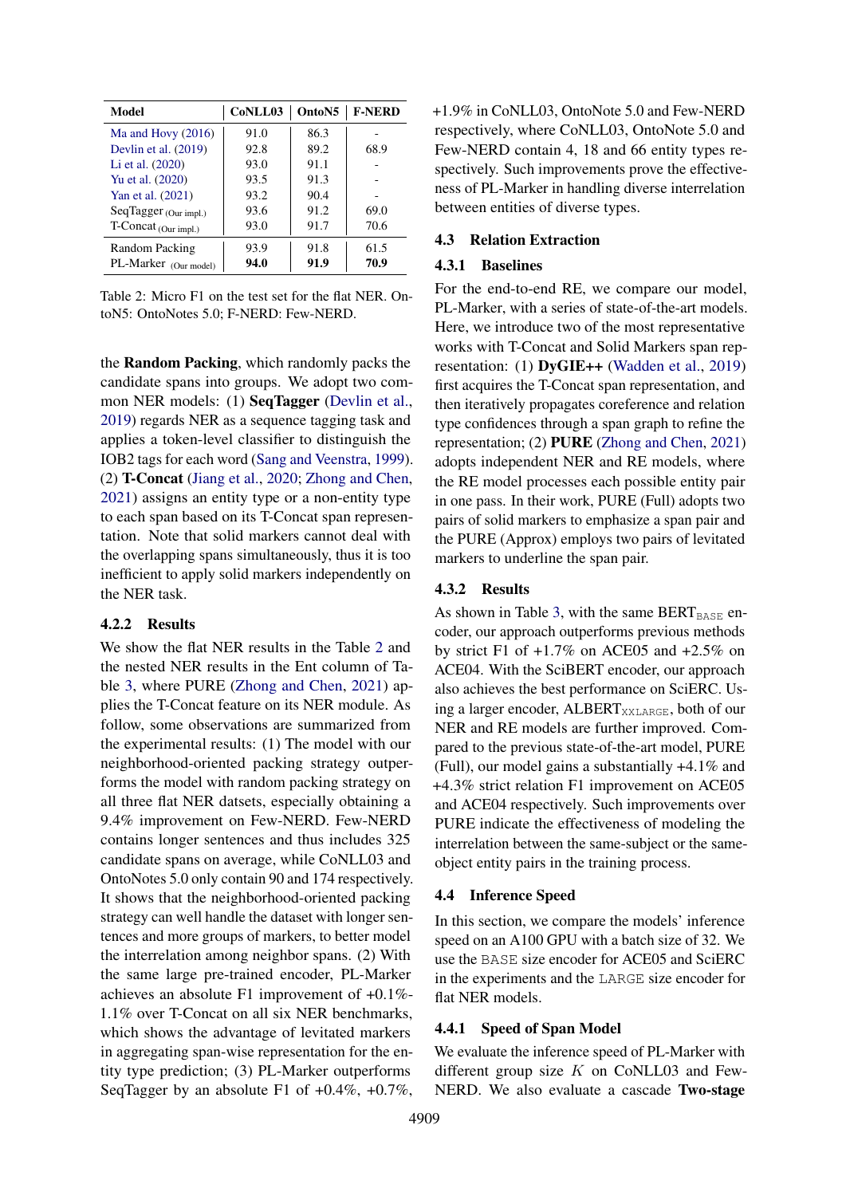| Model | CoNLL03 | OntoN5 | F-NERD |
|---|---|---|---|
| Ma and Hovy (2016) | 91.0 | 86.3 | - |
| Devlin et al. (2019) | 92.8 | 89.2 | 68.9 |
| Li et al. (2020) | 93.0 | 91.1 | - |
| Yu et al. (2020) | 93.5 | 91.3 | - |
| Yan et al. (2021) | 93.2 | 90.4 | - |
| SeqTagger (Our impl.) | 93.6 | 91.2 | 69.0 |
| T-Concat (Our impl.) | 93.0 | 91.7 | 70.6 |
| Random Packing | 93.9 | 91.8 | 61.5 |
| PL-Marker (Our model) | **94.0** | **91.9** | **70.9** |

Table 2: Micro F1 on the test set for the flat NER. OntoN5: OntoNotes 5.0; F-NERD: Few-NERD.

the **Random Packing**, which randomly packs the candidate spans into groups. We adopt two common NER models: (1) **SeqTagger** (Devlin et al., 2019) regards NER as a sequence tagging task and applies a token-level classifier to distinguish the IOB2 tags for each word (Sang and Veenstra, 1999). (2) **T-Concat** (Jiang et al., 2020; Zhong and Chen, 2021) assigns an entity type or a non-entity type to each span based on its T-Concat span representation. Note that solid markers cannot deal with the overlapping spans simultaneously, thus it is too inefficient to apply solid markers independently on the NER task.

### 4.2.2 Results

We show the flat NER results in the Table 2 and the nested NER results in the Ent column of Table 3, where PURE (Zhong and Chen, 2021) applies the T-Concat feature on its NER module. As follow, some observations are summarized from the experimental results: (1) The model with our neighborhood-oriented packing strategy outperforms the model with random packing strategy on all three flat NER datsets, especially obtaining a 9.4% improvement on Few-NERD. Few-NERD contains longer sentences and thus includes 325 candidate spans on average, while CoNLL03 and OntoNotes 5.0 only contain 90 and 174 respectively. It shows that the neighborhood-oriented packing strategy can well handle the dataset with longer sentences and more groups of markers, to better model the interrelation among neighbor spans. (2) With the same large pre-trained encoder, PL-Marker achieves an absolute F1 improvement of +0.1%-1.1% over T-Concat on all six NER benchmarks, which shows the advantage of levitated markers in aggregating span-wise representation for the entity type prediction; (3) PL-Marker outperforms SeqTagger by an absolute F1 of +0.4%, +0.7%, +1.9% in CoNLL03, OntoNote 5.0 and Few-NERD respectively, where CoNLL03, OntoNote 5.0 and Few-NERD contain 4, 18 and 66 entity types respectively. Such improvements prove the effectiveness of PL-Marker in handling diverse interrelation between entities of diverse types.

## 4.3 Relation Extraction

### 4.3.1 Baselines

For the end-to-end RE, we compare our model, PL-Marker, with a series of state-of-the-art models. Here, we introduce two of the most representative works with T-Concat and Solid Markers span representation: (1) **DyGIE++** (Wadden et al., 2019) first acquires the T-Concat span representation, and then iteratively propagates coreference and relation type confidences through a span graph to refine the representation; (2) **PURE** (Zhong and Chen, 2021) adopts independent NER and RE models, where the RE model processes each possible entity pair in one pass. In their work, PURE (Full) adopts two pairs of solid markers to emphasize a span pair and the PURE (Approx) employs two pairs of levitated markers to underline the span pair.

### 4.3.2 Results

As shown in Table 3, with the same BERT$_{\text{BASE}}$ encoder, our approach outperforms previous methods by strict F1 of +1.7% on ACE05 and +2.5% on ACE04. With the SciBERT encoder, our approach also achieves the best performance on SciERC. Using a larger encoder, ALBERT$_{\text{XXLARGE}}$, both of our NER and RE models are further improved. Compared to the previous state-of-the-art model, PURE (Full), our model gains a substantially +4.1% and +4.3% strict relation F1 improvement on ACE05 and ACE04 respectively. Such improvements over PURE indicate the effectiveness of modeling the interrelation between the same-subject or the same-object entity pairs in the training process.

## 4.4 Inference Speed

In this section, we compare the models' inference speed on an A100 GPU with a batch size of 32. We use the BASE size encoder for ACE05 and SciERC in the experiments and the LARGE size encoder for flat NER models.

### 4.4.1 Speed of Span Model

We evaluate the inference speed of PL-Marker with different group size $K$ on CoNLL03 and Few-NERD. We also evaluate a cascade **Two-stage**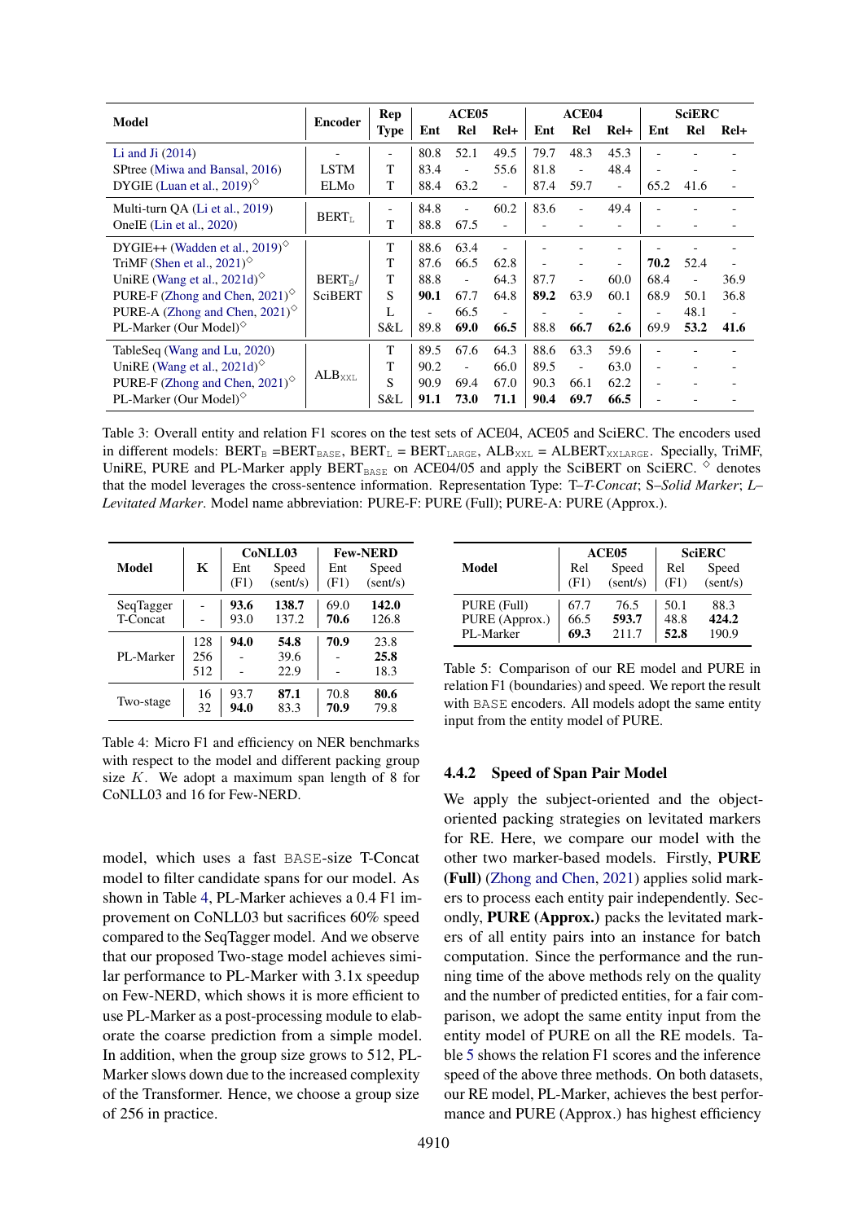| Model | Encoder | Rep Type | ACE05 | | | ACE04 | | | SciERC | | |
|---|---|---|---|---|---|---|---|---|---|---|---|
| | | | Ent | Rel | Rel+ | Ent | Rel | Rel+ | Ent | Rel | Rel+ |
| Li and Ji (2014) | - | - | 80.8 | 52.1 | 49.5 | 79.7 | 48.3 | 45.3 | - | - | - |
| SPtree (Miwa and Bansal, 2016) | LSTM | T | 83.4 | - | 55.6 | 81.8 | - | 48.4 | - | - | - |
| DYGIE (Luan et al., 2019)◇ | ELMo | T | 88.4 | 63.2 | - | 87.4 | 59.7 | - | 65.2 | 41.6 | - |
| Multi-turn QA (Li et al., 2019) | $\text{BERT}_\text{L}$ | - | 84.8 | - | 60.2 | 83.6 | - | 49.4 | - | - | - |
| OneIE (Lin et al., 2020) | | T | 88.8 | 67.5 | - | - | - | - | - | - | - |
| DYGIE++ (Wadden et al., 2019)◇ | $\text{BERT}_\text{B}$/ SciBERT | T | 88.6 | 63.4 | - | - | - | - | - | - | - |
| TriMF (Shen et al., 2021)◇ | | T | 87.6 | 66.5 | 62.8 | - | - | - | **70.2** | 52.4 | - |
| UniRE (Wang et al., 2021d)◇ | | T | 88.8 | - | 64.3 | 87.7 | - | 60.0 | 68.4 | - | 36.9 |
| PURE-F (Zhong and Chen, 2021)◇ | | S | **90.1** | 67.7 | 64.8 | **89.2** | 63.9 | 60.1 | 68.9 | 50.1 | 36.8 |
| PURE-A (Zhong and Chen, 2021)◇ | | L | - | 66.5 | - | - | - | - | - | 48.1 | - |
| PL-Marker (Our Model)◇ | | S&L | 89.8 | **69.0** | **66.5** | 88.8 | **66.7** | **62.6** | 69.9 | **53.2** | **41.6** |
| TableSeq (Wang and Lu, 2020) | $\text{ALB}_\text{XXL}$ | T | 89.5 | 67.6 | 64.3 | 88.6 | 63.3 | 59.6 | - | - | - |
| UniRE (Wang et al., 2021d)◇ | | T | 90.2 | - | 66.0 | 89.5 | - | 63.0 | - | - | - |
| PURE-F (Zhong and Chen, 2021)◇ | | S | 90.9 | 69.4 | 67.0 | 90.3 | 66.1 | 62.2 | - | - | - |
| PL-Marker (Our Model)◇ | | S&L | **91.1** | **73.0** | **71.1** | **90.4** | **69.7** | **66.5** | - | - | - |

Table 3: Overall entity and relation F1 scores on the test sets of ACE04, ACE05 and SciERC. The encoders used in different models: $\text{BERT}_\text{B}$ =$\text{BERT}_\text{BASE}$, $\text{BERT}_\text{L}$ = $\text{BERT}_\text{LARGE}$, $\text{ALB}_\text{XXL}$ = $\text{ALBERT}_\text{XXLARGE}$. Specially, TriMF, UniRE, PURE and PL-Marker apply $\text{BERT}_\text{BASE}$ on ACE04/05 and apply the SciBERT on SciERC. ◇ denotes that the model leverages the cross-sentence information. Representation Type: T–*T-Concat*; S–*Solid Marker*; L–*Levitated Marker*. Model name abbreviation: PURE-F: PURE (Full); PURE-A: PURE (Approx.).

| Model | K | CoNLL03 | | Few-NERD | |
|---|---|---|---|---|---|
| | | Ent (F1) | Speed (sent/s) | Ent (F1) | Speed (sent/s) |
| SeqTagger | - | **93.6** | **138.7** | 69.0 | **142.0** |
| T-Concat | - | 93.0 | 137.2 | **70.6** | 126.8 |
| PL-Marker | 128 | **94.0** | **54.8** | **70.9** | 23.8 |
| | 256 | - | 39.6 | - | **25.8** |
| | 512 | - | 22.9 | - | 18.3 |
| Two-stage | 16 | 93.7 | **87.1** | 70.8 | **80.6** |
| | 32 | **94.0** | 83.3 | **70.9** | 79.8 |

Table 4: Micro F1 and efficiency on NER benchmarks with respect to the model and different packing group size $K$. We adopt a maximum span length of 8 for CoNLL03 and 16 for Few-NERD.

model, which uses a fast BASE-size T-Concat model to filter candidate spans for our model. As shown in Table 4, PL-Marker achieves a 0.4 F1 improvement on CoNLL03 but sacrifices 60% speed compared to the SeqTagger model. And we observe that our proposed Two-stage model achieves similar performance to PL-Marker with 3.1x speedup on Few-NERD, which shows it is more efficient to use PL-Marker as a post-processing module to elaborate the coarse prediction from a simple model. In addition, when the group size grows to 512, PL-Marker slows down due to the increased complexity of the Transformer. Hence, we choose a group size of 256 in practice.

| Model | ACE05 | | SciERC | |
|---|---|---|---|---|
| | Rel (F1) | Speed (sent/s) | Rel (F1) | Speed (sent/s) |
| PURE (Full) | 67.7 | 76.5 | 50.1 | 88.3 |
| PURE (Approx.) | 66.5 | **593.7** | 48.8 | **424.2** |
| PL-Marker | **69.3** | 211.7 | **52.8** | 190.9 |

Table 5: Comparison of our RE model and PURE in relation F1 (boundaries) and speed. We report the result with BASE encoders. All models adopt the same entity input from the entity model of PURE.

### 4.4.2 Speed of Span Pair Model

We apply the subject-oriented and the object-oriented packing strategies on levitated markers for RE. Here, we compare our model with the other two marker-based models. Firstly, **PURE (Full)** (Zhong and Chen, 2021) applies solid markers to process each entity pair independently. Secondly, **PURE (Approx.)** packs the levitated markers of all entity pairs into an instance for batch computation. Since the performance and the running time of the above methods rely on the quality and the number of predicted entities, for a fair comparison, we adopt the same entity input from the entity model of PURE on all the RE models. Table 5 shows the relation F1 scores and the inference speed of the above three methods. On both datasets, our RE model, PL-Marker, achieves the best performance and PURE (Approx.) has highest efficiency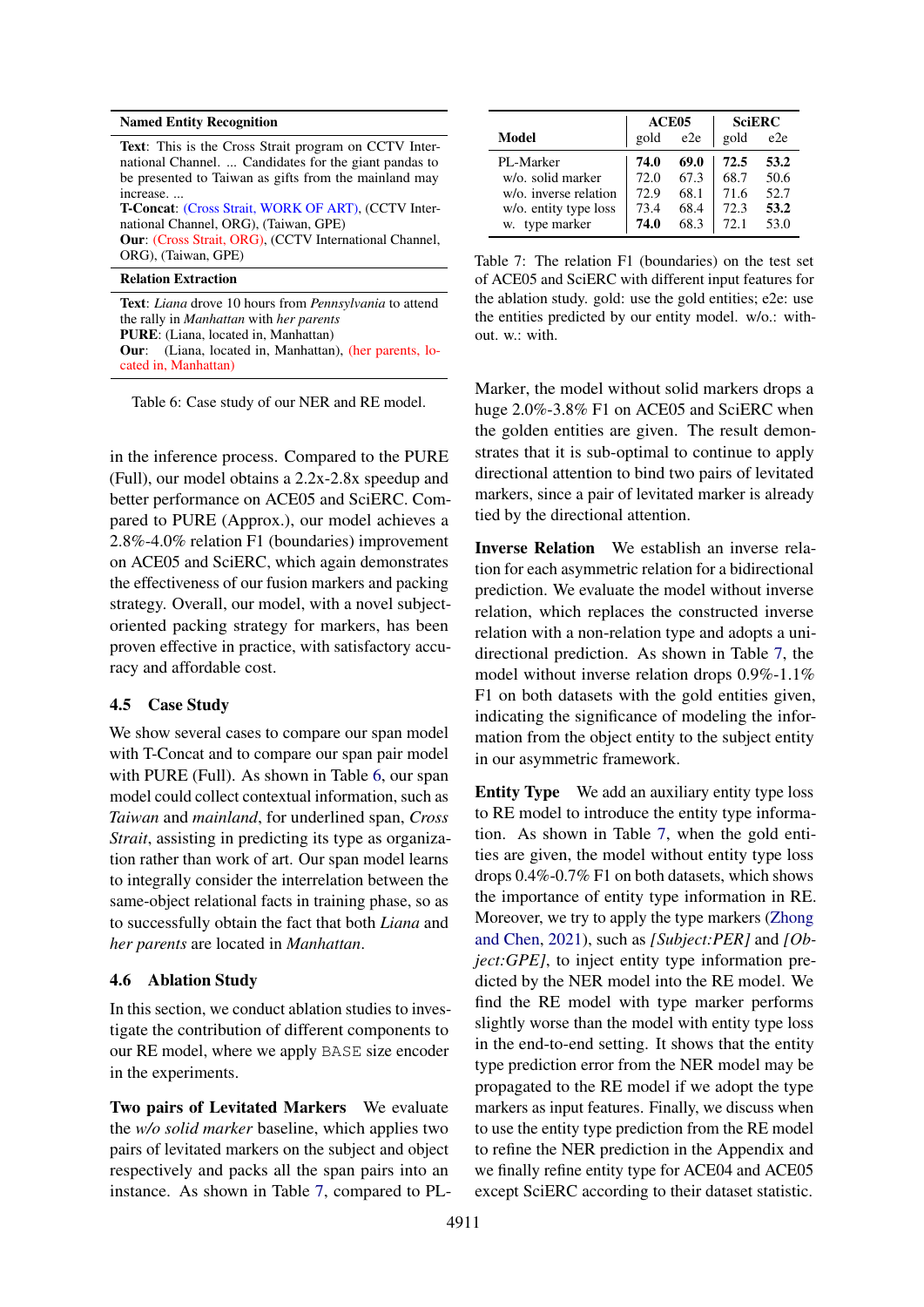| Named Entity Recognition |
|---|
| **Text**: This is the Cross Strait program on CCTV International Channel. ... Candidates for the giant pandas to be presented to Taiwan as gifts from the mainland may increase. ... |
| **T-Concat**: (Cross Strait, WORK OF ART), (CCTV International Channel, ORG), (Taiwan, GPE) |
| **Our**: (Cross Strait, ORG), (CCTV International Channel, ORG), (Taiwan, GPE) |
| **Relation Extraction** |
| **Text**: *Liana* drove 10 hours from *Pennsylvania* to attend the rally in *Manhattan* with *her parents* |
| **PURE**: (Liana, located in, Manhattan) |
| **Our**: (Liana, located in, Manhattan), (her parents, located in, Manhattan) |

Table 6: Case study of our NER and RE model.

in the inference process. Compared to the PURE (Full), our model obtains a 2.2x-2.8x speedup and better performance on ACE05 and SciERC. Compared to PURE (Approx.), our model achieves a 2.8%-4.0% relation F1 (boundaries) improvement on ACE05 and SciERC, which again demonstrates the effectiveness of our fusion markers and packing strategy. Overall, our model, with a novel subject-oriented packing strategy for markers, has been proven effective in practice, with satisfactory accuracy and affordable cost.

## 4.5 Case Study

We show several cases to compare our span model with T-Concat and to compare our span pair model with PURE (Full). As shown in Table 6, our span model could collect contextual information, such as *Taiwan* and *mainland*, for underlined span, *Cross Strait*, assisting in predicting its type as organization rather than work of art. Our span model learns to integrally consider the interrelation between the same-object relational facts in training phase, so as to successfully obtain the fact that both *Liana* and *her parents* are located in *Manhattan*.

## 4.6 Ablation Study

In this section, we conduct ablation studies to investigate the contribution of different components to our RE model, where we apply BASE size encoder in the experiments.

**Two pairs of Levitated Markers** We evaluate the *w/o solid marker* baseline, which applies two pairs of levitated markers on the subject and object respectively and packs all the span pairs into an instance. As shown in Table 7, compared to PL-

| Model | ACE05 gold | ACE05 e2e | SciERC gold | SciERC e2e |
|---|---|---|---|---|
| PL-Marker | **74.0** | **69.0** | **72.5** | **53.2** |
| w/o. solid marker | 72.0 | 67.3 | 68.7 | 50.6 |
| w/o. inverse relation | 72.9 | 68.1 | 71.6 | 52.7 |
| w/o. entity type loss | 73.4 | 68.4 | 72.3 | **53.2** |
| w. type marker | **74.0** | 68.3 | 72.1 | 53.0 |

Table 7: The relation F1 (boundaries) on the test set of ACE05 and SciERC with different input features for the ablation study. gold: use the gold entities; e2e: use the entities predicted by our entity model. w/o.: without. w.: with.

Marker, the model without solid markers drops a huge 2.0%-3.8% F1 on ACE05 and SciERC when the golden entities are given. The result demonstrates that it is sub-optimal to continue to apply directional attention to bind two pairs of levitated markers, since a pair of levitated marker is already tied by the directional attention.

**Inverse Relation** We establish an inverse relation for each asymmetric relation for a bidirectional prediction. We evaluate the model without inverse relation, which replaces the constructed inverse relation with a non-relation type and adopts a unidirectional prediction. As shown in Table 7, the model without inverse relation drops 0.9%-1.1% F1 on both datasets with the gold entities given, indicating the significance of modeling the information from the object entity to the subject entity in our asymmetric framework.

**Entity Type** We add an auxiliary entity type loss to RE model to introduce the entity type information. As shown in Table 7, when the gold entities are given, the model without entity type loss drops 0.4%-0.7% F1 on both datasets, which shows the importance of entity type information in RE. Moreover, we try to apply the type markers (Zhong and Chen, 2021), such as *[Subject:PER]* and *[Object:GPE]*, to inject entity type information predicted by the NER model into the RE model. We find the RE model with type marker performs slightly worse than the model with entity type loss in the end-to-end setting. It shows that the entity type prediction error from the NER model may be propagated to the RE model if we adopt the type markers as input features. Finally, we discuss when to use the entity type prediction from the RE model to refine the NER prediction in the Appendix and we finally refine entity type for ACE04 and ACE05 except SciERC according to their dataset statistic.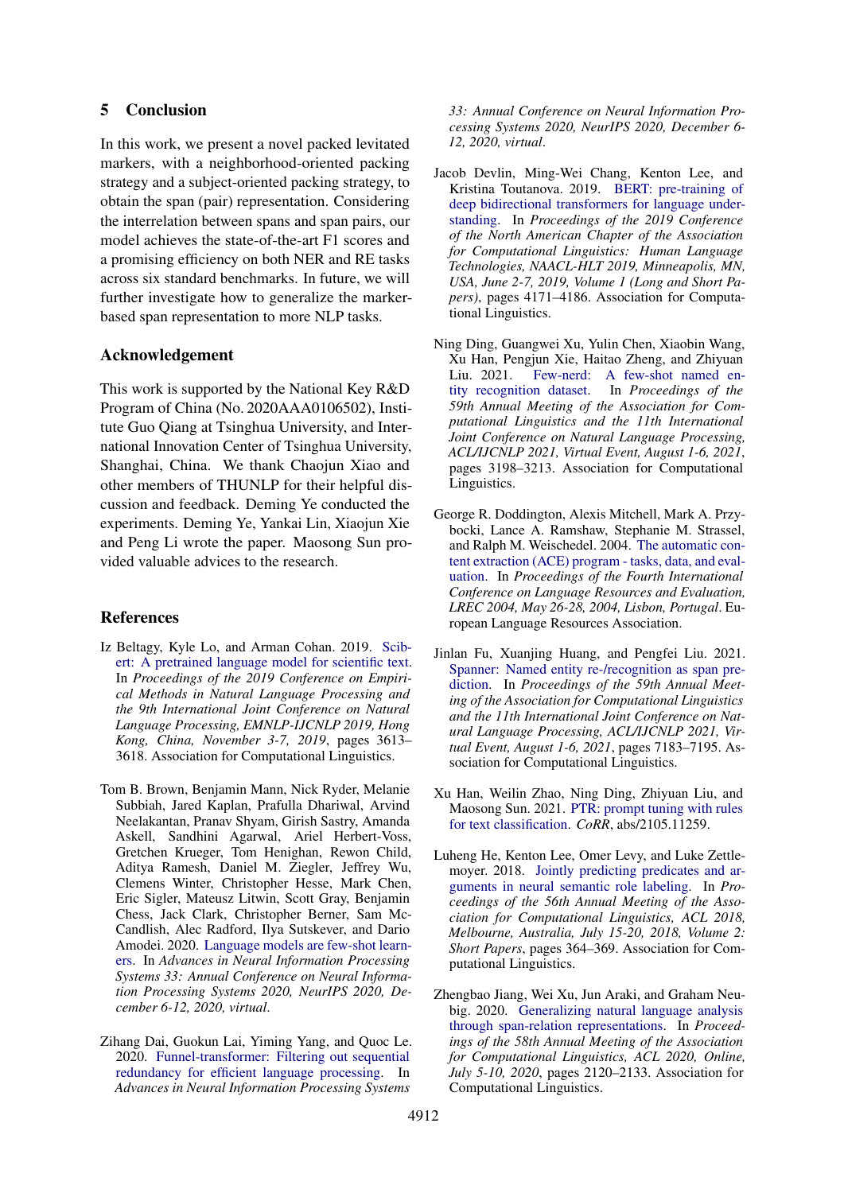## 5 Conclusion

In this work, we present a novel packed levitated markers, with a neighborhood-oriented packing strategy and a subject-oriented packing strategy, to obtain the span (pair) representation. Considering the interrelation between spans and span pairs, our model achieves the state-of-the-art F1 scores and a promising efficiency on both NER and RE tasks across six standard benchmarks. In future, we will further investigate how to generalize the marker-based span representation to more NLP tasks.

## Acknowledgement

This work is supported by the National Key R&D Program of China (No. 2020AAA0106502), Institute Guo Qiang at Tsinghua University, and International Innovation Center of Tsinghua University, Shanghai, China. We thank Chaojun Xiao and other members of THUNLP for their helpful discussion and feedback. Deming Ye conducted the experiments. Deming Ye, Yankai Lin, Xiaojun Xie and Peng Li wrote the paper. Maosong Sun provided valuable advices to the research.

## References

Iz Beltagy, Kyle Lo, and Arman Cohan. 2019. Scibert: A pretrained language model for scientific text. In *Proceedings of the 2019 Conference on Empirical Methods in Natural Language Processing and the 9th International Joint Conference on Natural Language Processing, EMNLP-IJCNLP 2019, Hong Kong, China, November 3-7, 2019*, pages 3613–3618. Association for Computational Linguistics.

Tom B. Brown, Benjamin Mann, Nick Ryder, Melanie Subbiah, Jared Kaplan, Prafulla Dhariwal, Arvind Neelakantan, Pranav Shyam, Girish Sastry, Amanda Askell, Sandhini Agarwal, Ariel Herbert-Voss, Gretchen Krueger, Tom Henighan, Rewon Child, Aditya Ramesh, Daniel M. Ziegler, Jeffrey Wu, Clemens Winter, Christopher Hesse, Mark Chen, Eric Sigler, Mateusz Litwin, Scott Gray, Benjamin Chess, Jack Clark, Christopher Berner, Sam McCandlish, Alec Radford, Ilya Sutskever, and Dario Amodei. 2020. Language models are few-shot learners. In *Advances in Neural Information Processing Systems 33: Annual Conference on Neural Information Processing Systems 2020, NeurIPS 2020, December 6-12, 2020, virtual*.

Zihang Dai, Guokun Lai, Yiming Yang, and Quoc Le. 2020. Funnel-transformer: Filtering out sequential redundancy for efficient language processing. In *Advances in Neural Information Processing Systems 33: Annual Conference on Neural Information Processing Systems 2020, NeurIPS 2020, December 6-12, 2020, virtual*.

Jacob Devlin, Ming-Wei Chang, Kenton Lee, and Kristina Toutanova. 2019. BERT: pre-training of deep bidirectional transformers for language understanding. In *Proceedings of the 2019 Conference of the North American Chapter of the Association for Computational Linguistics: Human Language Technologies, NAACL-HLT 2019, Minneapolis, MN, USA, June 2-7, 2019, Volume 1 (Long and Short Papers)*, pages 4171–4186. Association for Computational Linguistics.

Ning Ding, Guangwei Xu, Yulin Chen, Xiaobin Wang, Xu Han, Pengjun Xie, Haitao Zheng, and Zhiyuan Liu. 2021. Few-nerd: A few-shot named entity recognition dataset. In *Proceedings of the 59th Annual Meeting of the Association for Computational Linguistics and the 11th International Joint Conference on Natural Language Processing, ACL/IJCNLP 2021, Virtual Event, August 1-6, 2021*, pages 3198–3213. Association for Computational Linguistics.

George R. Doddington, Alexis Mitchell, Mark A. Przybocki, Lance A. Ramshaw, Stephanie M. Strassel, and Ralph M. Weischedel. 2004. The automatic content extraction (ACE) program - tasks, data, and evaluation. In *Proceedings of the Fourth International Conference on Language Resources and Evaluation, LREC 2004, May 26-28, 2004, Lisbon, Portugal*. European Language Resources Association.

Jinlan Fu, Xuanjing Huang, and Pengfei Liu. 2021. Spanner: Named entity re-/recognition as span prediction. In *Proceedings of the 59th Annual Meeting of the Association for Computational Linguistics and the 11th International Joint Conference on Natural Language Processing, ACL/IJCNLP 2021, Virtual Event, August 1-6, 2021*, pages 7183–7195. Association for Computational Linguistics.

Xu Han, Weilin Zhao, Ning Ding, Zhiyuan Liu, and Maosong Sun. 2021. PTR: prompt tuning with rules for text classification. *CoRR*, abs/2105.11259.

Luheng He, Kenton Lee, Omer Levy, and Luke Zettlemoyer. 2018. Jointly predicting predicates and arguments in neural semantic role labeling. In *Proceedings of the 56th Annual Meeting of the Association for Computational Linguistics, ACL 2018, Melbourne, Australia, July 15-20, 2018, Volume 2: Short Papers*, pages 364–369. Association for Computational Linguistics.

Zhengbao Jiang, Wei Xu, Jun Araki, and Graham Neubig. 2020. Generalizing natural language analysis through span-relation representations. In *Proceedings of the 58th Annual Meeting of the Association for Computational Linguistics, ACL 2020, Online, July 5-10, 2020*, pages 2120–2133. Association for Computational Linguistics.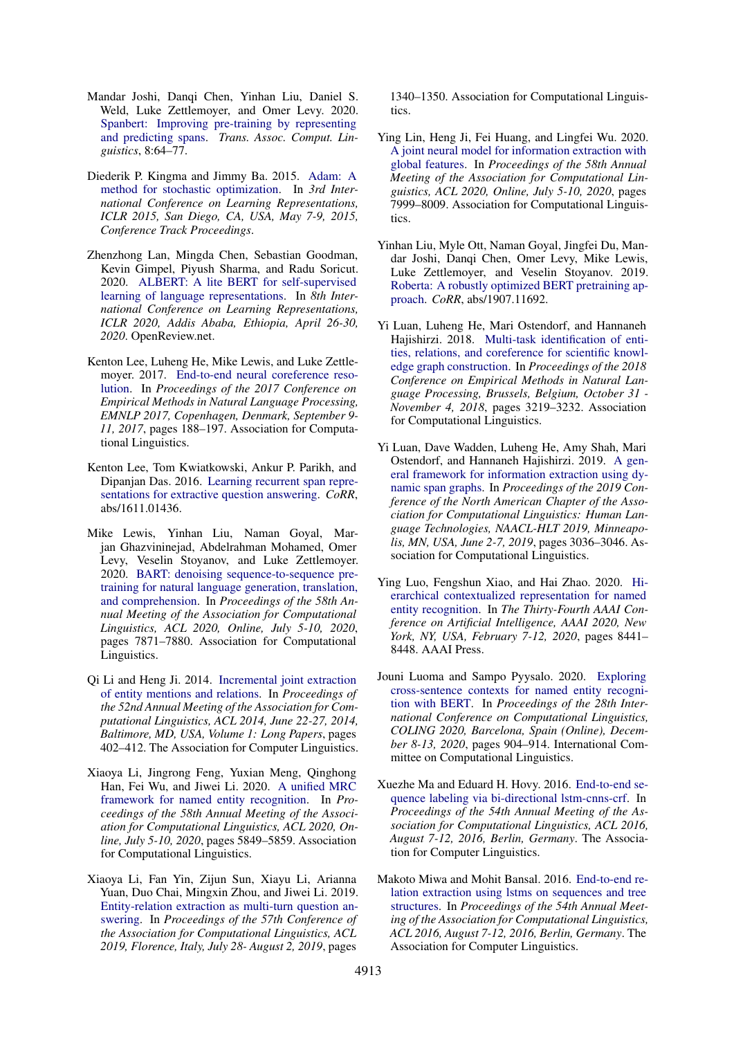Mandar Joshi, Danqi Chen, Yinhan Liu, Daniel S. Weld, Luke Zettlemoyer, and Omer Levy. 2020. Spanbert: Improving pre-training by representing and predicting spans. *Trans. Assoc. Comput. Linguistics*, 8:64–77.

Diederik P. Kingma and Jimmy Ba. 2015. Adam: A method for stochastic optimization. In *3rd International Conference on Learning Representations, ICLR 2015, San Diego, CA, USA, May 7-9, 2015, Conference Track Proceedings*.

Zhenzhong Lan, Mingda Chen, Sebastian Goodman, Kevin Gimpel, Piyush Sharma, and Radu Soricut. 2020. ALBERT: A lite BERT for self-supervised learning of language representations. In *8th International Conference on Learning Representations, ICLR 2020, Addis Ababa, Ethiopia, April 26-30, 2020*. OpenReview.net.

Kenton Lee, Luheng He, Mike Lewis, and Luke Zettlemoyer. 2017. End-to-end neural coreference resolution. In *Proceedings of the 2017 Conference on Empirical Methods in Natural Language Processing, EMNLP 2017, Copenhagen, Denmark, September 9-11, 2017*, pages 188–197. Association for Computational Linguistics.

Kenton Lee, Tom Kwiatkowski, Ankur P. Parikh, and Dipanjan Das. 2016. Learning recurrent span representations for extractive question answering. *CoRR*, abs/1611.01436.

Mike Lewis, Yinhan Liu, Naman Goyal, Marjan Ghazvininejad, Abdelrahman Mohamed, Omer Levy, Veselin Stoyanov, and Luke Zettlemoyer. 2020. BART: denoising sequence-to-sequence pre-training for natural language generation, translation, and comprehension. In *Proceedings of the 58th Annual Meeting of the Association for Computational Linguistics, ACL 2020, Online, July 5-10, 2020*, pages 7871–7880. Association for Computational Linguistics.

Qi Li and Heng Ji. 2014. Incremental joint extraction of entity mentions and relations. In *Proceedings of the 52nd Annual Meeting of the Association for Computational Linguistics, ACL 2014, June 22-27, 2014, Baltimore, MD, USA, Volume 1: Long Papers*, pages 402–412. The Association for Computer Linguistics.

Xiaoya Li, Jingrong Feng, Yuxian Meng, Qinghong Han, Fei Wu, and Jiwei Li. 2020. A unified MRC framework for named entity recognition. In *Proceedings of the 58th Annual Meeting of the Association for Computational Linguistics, ACL 2020, Online, July 5-10, 2020*, pages 5849–5859. Association for Computational Linguistics.

Xiaoya Li, Fan Yin, Zijun Sun, Xiayu Li, Arianna Yuan, Duo Chai, Mingxin Zhou, and Jiwei Li. 2019. Entity-relation extraction as multi-turn question answering. In *Proceedings of the 57th Conference of the Association for Computational Linguistics, ACL 2019, Florence, Italy, July 28- August 2, 2019*, pages 1340–1350. Association for Computational Linguistics.

Ying Lin, Heng Ji, Fei Huang, and Lingfei Wu. 2020. A joint neural model for information extraction with global features. In *Proceedings of the 58th Annual Meeting of the Association for Computational Linguistics, ACL 2020, Online, July 5-10, 2020*, pages 7999–8009. Association for Computational Linguistics.

Yinhan Liu, Myle Ott, Naman Goyal, Jingfei Du, Mandar Joshi, Danqi Chen, Omer Levy, Mike Lewis, Luke Zettlemoyer, and Veselin Stoyanov. 2019. Roberta: A robustly optimized BERT pretraining approach. *CoRR*, abs/1907.11692.

Yi Luan, Luheng He, Mari Ostendorf, and Hannaneh Hajishirzi. 2018. Multi-task identification of entities, relations, and coreference for scientific knowledge graph construction. In *Proceedings of the 2018 Conference on Empirical Methods in Natural Language Processing, Brussels, Belgium, October 31 - November 4, 2018*, pages 3219–3232. Association for Computational Linguistics.

Yi Luan, Dave Wadden, Luheng He, Amy Shah, Mari Ostendorf, and Hannaneh Hajishirzi. 2019. A general framework for information extraction using dynamic span graphs. In *Proceedings of the 2019 Conference of the North American Chapter of the Association for Computational Linguistics: Human Language Technologies, NAACL-HLT 2019, Minneapolis, MN, USA, June 2-7, 2019*, pages 3036–3046. Association for Computational Linguistics.

Ying Luo, Fengshun Xiao, and Hai Zhao. 2020. Hierarchical contextualized representation for named entity recognition. In *The Thirty-Fourth AAAI Conference on Artificial Intelligence, AAAI 2020, New York, NY, USA, February 7-12, 2020*, pages 8441–8448. AAAI Press.

Jouni Luoma and Sampo Pyysalo. 2020. Exploring cross-sentence contexts for named entity recognition with BERT. In *Proceedings of the 28th International Conference on Computational Linguistics, COLING 2020, Barcelona, Spain (Online), December 8-13, 2020*, pages 904–914. International Committee on Computational Linguistics.

Xuezhe Ma and Eduard H. Hovy. 2016. End-to-end sequence labeling via bi-directional lstm-cnns-crf. In *Proceedings of the 54th Annual Meeting of the Association for Computational Linguistics, ACL 2016, August 7-12, 2016, Berlin, Germany*. The Association for Computer Linguistics.

Makoto Miwa and Mohit Bansal. 2016. End-to-end relation extraction using lstms on sequences and tree structures. In *Proceedings of the 54th Annual Meeting of the Association for Computational Linguistics, ACL 2016, August 7-12, 2016, Berlin, Germany*. The Association for Computer Linguistics.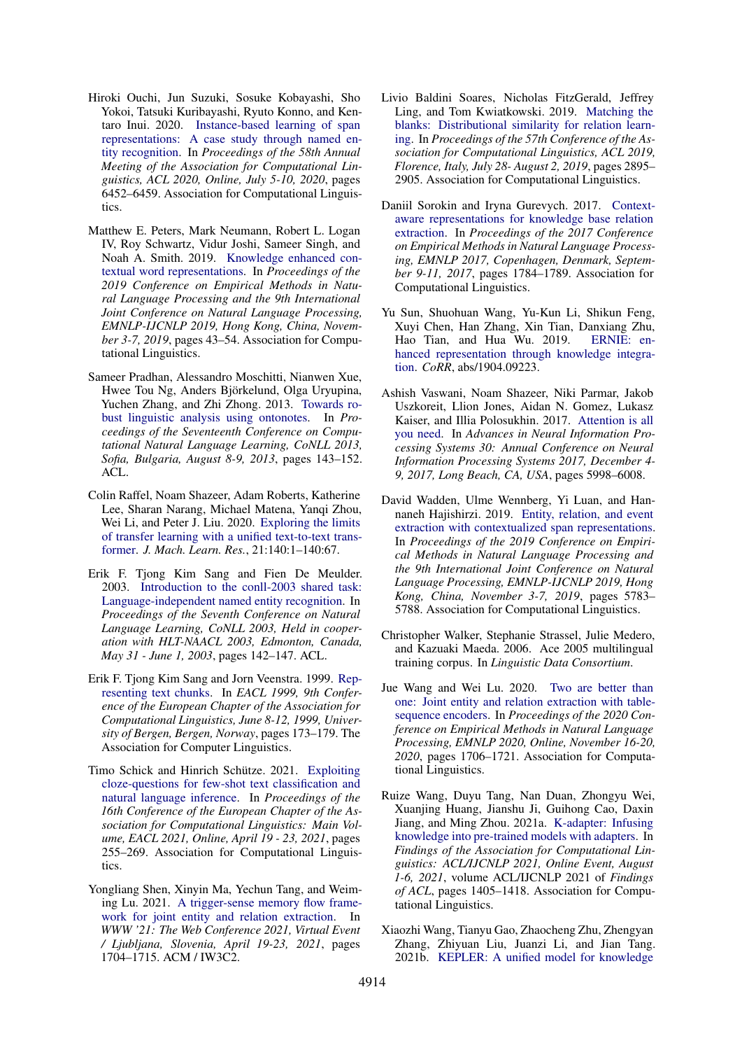Hiroki Ouchi, Jun Suzuki, Sosuke Kobayashi, Sho Yokoi, Tatsuki Kuribayashi, Ryuto Konno, and Kentaro Inui. 2020. Instance-based learning of span representations: A case study through named entity recognition. In *Proceedings of the 58th Annual Meeting of the Association for Computational Linguistics, ACL 2020, Online, July 5-10, 2020*, pages 6452–6459. Association for Computational Linguistics.

Matthew E. Peters, Mark Neumann, Robert L. Logan IV, Roy Schwartz, Vidur Joshi, Sameer Singh, and Noah A. Smith. 2019. Knowledge enhanced contextual word representations. In *Proceedings of the 2019 Conference on Empirical Methods in Natural Language Processing and the 9th International Joint Conference on Natural Language Processing, EMNLP-IJCNLP 2019, Hong Kong, China, November 3-7, 2019*, pages 43–54. Association for Computational Linguistics.

Sameer Pradhan, Alessandro Moschitti, Nianwen Xue, Hwee Tou Ng, Anders Björkelund, Olga Uryupina, Yuchen Zhang, and Zhi Zhong. 2013. Towards robust linguistic analysis using ontonotes. In *Proceedings of the Seventeenth Conference on Computational Natural Language Learning, CoNLL 2013, Sofia, Bulgaria, August 8-9, 2013*, pages 143–152. ACL.

Colin Raffel, Noam Shazeer, Adam Roberts, Katherine Lee, Sharan Narang, Michael Matena, Yanqi Zhou, Wei Li, and Peter J. Liu. 2020. Exploring the limits of transfer learning with a unified text-to-text transformer. *J. Mach. Learn. Res.*, 21:140:1–140:67.

Erik F. Tjong Kim Sang and Fien De Meulder. 2003. Introduction to the conll-2003 shared task: Language-independent named entity recognition. In *Proceedings of the Seventh Conference on Natural Language Learning, CoNLL 2003, Held in cooperation with HLT-NAACL 2003, Edmonton, Canada, May 31 - June 1, 2003*, pages 142–147. ACL.

Erik F. Tjong Kim Sang and Jorn Veenstra. 1999. Representing text chunks. In *EACL 1999, 9th Conference of the European Chapter of the Association for Computational Linguistics, June 8-12, 1999, University of Bergen, Bergen, Norway*, pages 173–179. The Association for Computer Linguistics.

Timo Schick and Hinrich Schütze. 2021. Exploiting cloze-questions for few-shot text classification and natural language inference. In *Proceedings of the 16th Conference of the European Chapter of the Association for Computational Linguistics: Main Volume, EACL 2021, Online, April 19 - 23, 2021*, pages 255–269. Association for Computational Linguistics.

Yongliang Shen, Xinyin Ma, Yechun Tang, and Weiming Lu. 2021. A trigger-sense memory flow framework for joint entity and relation extraction. In *WWW '21: The Web Conference 2021, Virtual Event / Ljubljana, Slovenia, April 19-23, 2021*, pages 1704–1715. ACM / IW3C2.

Livio Baldini Soares, Nicholas FitzGerald, Jeffrey Ling, and Tom Kwiatkowski. 2019. Matching the blanks: Distributional similarity for relation learning. In *Proceedings of the 57th Conference of the Association for Computational Linguistics, ACL 2019, Florence, Italy, July 28- August 2, 2019*, pages 2895–2905. Association for Computational Linguistics.

Daniil Sorokin and Iryna Gurevych. 2017. Context-aware representations for knowledge base relation extraction. In *Proceedings of the 2017 Conference on Empirical Methods in Natural Language Processing, EMNLP 2017, Copenhagen, Denmark, September 9-11, 2017*, pages 1784–1789. Association for Computational Linguistics.

Yu Sun, Shuohuan Wang, Yu-Kun Li, Shikun Feng, Xuyi Chen, Han Zhang, Xin Tian, Danxiang Zhu, Hao Tian, and Hua Wu. 2019. ERNIE: enhanced representation through knowledge integration. *CoRR*, abs/1904.09223.

Ashish Vaswani, Noam Shazeer, Niki Parmar, Jakob Uszkoreit, Llion Jones, Aidan N. Gomez, Lukasz Kaiser, and Illia Polosukhin. 2017. Attention is all you need. In *Advances in Neural Information Processing Systems 30: Annual Conference on Neural Information Processing Systems 2017, December 4-9, 2017, Long Beach, CA, USA*, pages 5998–6008.

David Wadden, Ulme Wennberg, Yi Luan, and Hannaneh Hajishirzi. 2019. Entity, relation, and event extraction with contextualized span representations. In *Proceedings of the 2019 Conference on Empirical Methods in Natural Language Processing and the 9th International Joint Conference on Natural Language Processing, EMNLP-IJCNLP 2019, Hong Kong, China, November 3-7, 2019*, pages 5783–5788. Association for Computational Linguistics.

Christopher Walker, Stephanie Strassel, Julie Medero, and Kazuaki Maeda. 2006. Ace 2005 multilingual training corpus. In *Linguistic Data Consortium*.

Jue Wang and Wei Lu. 2020. Two are better than one: Joint entity and relation extraction with table-sequence encoders. In *Proceedings of the 2020 Conference on Empirical Methods in Natural Language Processing, EMNLP 2020, Online, November 16-20, 2020*, pages 1706–1721. Association for Computational Linguistics.

Ruize Wang, Duyu Tang, Nan Duan, Zhongyu Wei, Xuanjing Huang, Jianshu Ji, Guihong Cao, Daxin Jiang, and Ming Zhou. 2021a. K-adapter: Infusing knowledge into pre-trained models with adapters. In *Findings of the Association for Computational Linguistics: ACL/IJCNLP 2021, Online Event, August 1-6, 2021*, volume ACL/IJCNLP 2021 of *Findings of ACL*, pages 1405–1418. Association for Computational Linguistics.

Xiaozhi Wang, Tianyu Gao, Zhaocheng Zhu, Zhengyan Zhang, Zhiyuan Liu, Juanzi Li, and Jian Tang. 2021b. KEPLER: A unified model for knowledge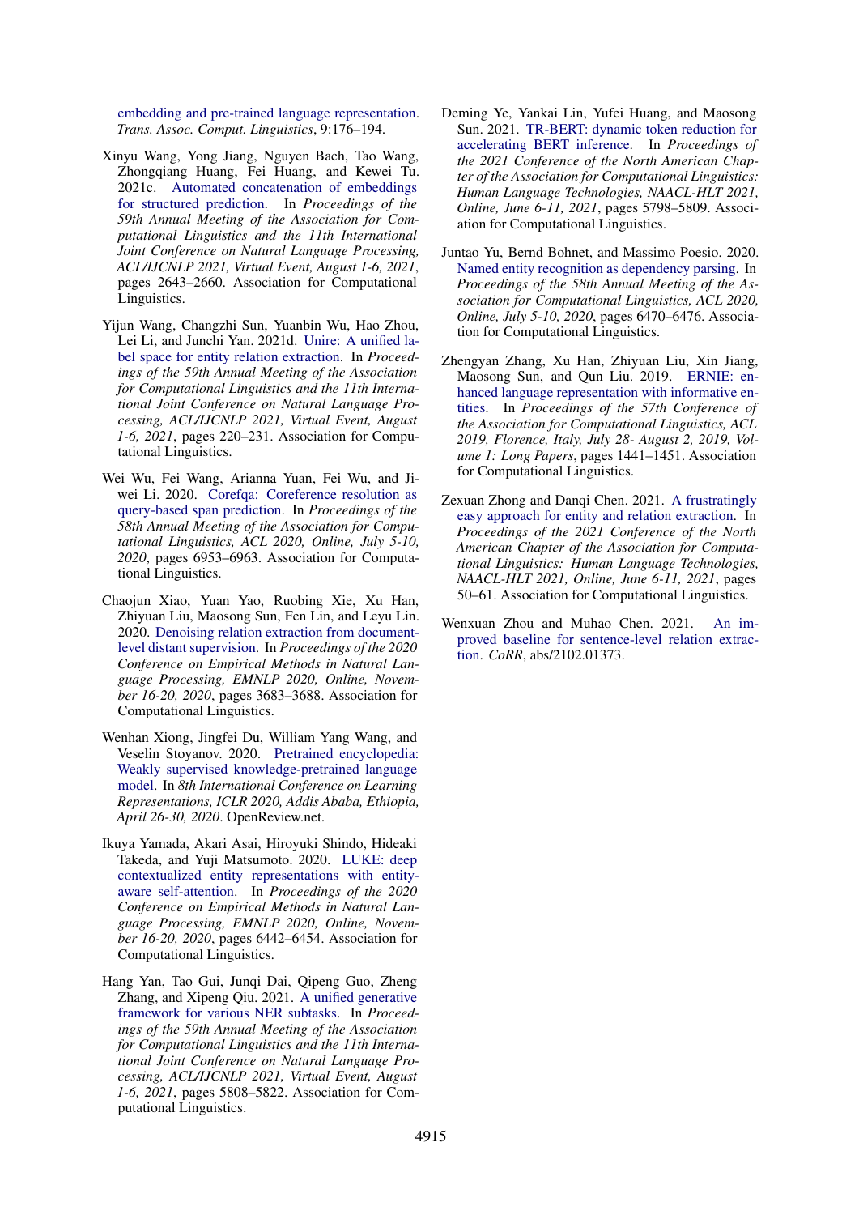embedding and pre-trained language representation. *Trans. Assoc. Comput. Linguistics*, 9:176–194.

Xinyu Wang, Yong Jiang, Nguyen Bach, Tao Wang, Zhongqiang Huang, Fei Huang, and Kewei Tu. 2021c. Automated concatenation of embeddings for structured prediction. In *Proceedings of the 59th Annual Meeting of the Association for Computational Linguistics and the 11th International Joint Conference on Natural Language Processing, ACL/IJCNLP 2021, Virtual Event, August 1-6, 2021*, pages 2643–2660. Association for Computational Linguistics.

Yijun Wang, Changzhi Sun, Yuanbin Wu, Hao Zhou, Lei Li, and Junchi Yan. 2021d. Unire: A unified label space for entity relation extraction. In *Proceedings of the 59th Annual Meeting of the Association for Computational Linguistics and the 11th International Joint Conference on Natural Language Processing, ACL/IJCNLP 2021, Virtual Event, August 1-6, 2021*, pages 220–231. Association for Computational Linguistics.

Wei Wu, Fei Wang, Arianna Yuan, Fei Wu, and Jiwei Li. 2020. Corefqa: Coreference resolution as query-based span prediction. In *Proceedings of the 58th Annual Meeting of the Association for Computational Linguistics, ACL 2020, Online, July 5-10, 2020*, pages 6953–6963. Association for Computational Linguistics.

Chaojun Xiao, Yuan Yao, Ruobing Xie, Xu Han, Zhiyuan Liu, Maosong Sun, Fen Lin, and Leyu Lin. 2020. Denoising relation extraction from document-level distant supervision. In *Proceedings of the 2020 Conference on Empirical Methods in Natural Language Processing, EMNLP 2020, Online, November 16-20, 2020*, pages 3683–3688. Association for Computational Linguistics.

Wenhan Xiong, Jingfei Du, William Yang Wang, and Veselin Stoyanov. 2020. Pretrained encyclopedia: Weakly supervised knowledge-pretrained language model. In *8th International Conference on Learning Representations, ICLR 2020, Addis Ababa, Ethiopia, April 26-30, 2020*. OpenReview.net.

Ikuya Yamada, Akari Asai, Hiroyuki Shindo, Hideaki Takeda, and Yuji Matsumoto. 2020. LUKE: deep contextualized entity representations with entity-aware self-attention. In *Proceedings of the 2020 Conference on Empirical Methods in Natural Language Processing, EMNLP 2020, Online, November 16-20, 2020*, pages 6442–6454. Association for Computational Linguistics.

Hang Yan, Tao Gui, Junqi Dai, Qipeng Guo, Zheng Zhang, and Xipeng Qiu. 2021. A unified generative framework for various NER subtasks. In *Proceedings of the 59th Annual Meeting of the Association for Computational Linguistics and the 11th International Joint Conference on Natural Language Processing, ACL/IJCNLP 2021, Virtual Event, August 1-6, 2021*, pages 5808–5822. Association for Computational Linguistics.

Deming Ye, Yankai Lin, Yufei Huang, and Maosong Sun. 2021. TR-BERT: dynamic token reduction for accelerating BERT inference. In *Proceedings of the 2021 Conference of the North American Chapter of the Association for Computational Linguistics: Human Language Technologies, NAACL-HLT 2021, Online, June 6-11, 2021*, pages 5798–5809. Association for Computational Linguistics.

Juntao Yu, Bernd Bohnet, and Massimo Poesio. 2020. Named entity recognition as dependency parsing. In *Proceedings of the 58th Annual Meeting of the Association for Computational Linguistics, ACL 2020, Online, July 5-10, 2020*, pages 6470–6476. Association for Computational Linguistics.

Zhengyan Zhang, Xu Han, Zhiyuan Liu, Xin Jiang, Maosong Sun, and Qun Liu. 2019. ERNIE: enhanced language representation with informative entities. In *Proceedings of the 57th Conference of the Association for Computational Linguistics, ACL 2019, Florence, Italy, July 28- August 2, 2019, Volume 1: Long Papers*, pages 1441–1451. Association for Computational Linguistics.

Zexuan Zhong and Danqi Chen. 2021. A frustratingly easy approach for entity and relation extraction. In *Proceedings of the 2021 Conference of the North American Chapter of the Association for Computational Linguistics: Human Language Technologies, NAACL-HLT 2021, Online, June 6-11, 2021*, pages 50–61. Association for Computational Linguistics.

Wenxuan Zhou and Muhao Chen. 2021. An improved baseline for sentence-level relation extraction. *CoRR*, abs/2102.01373.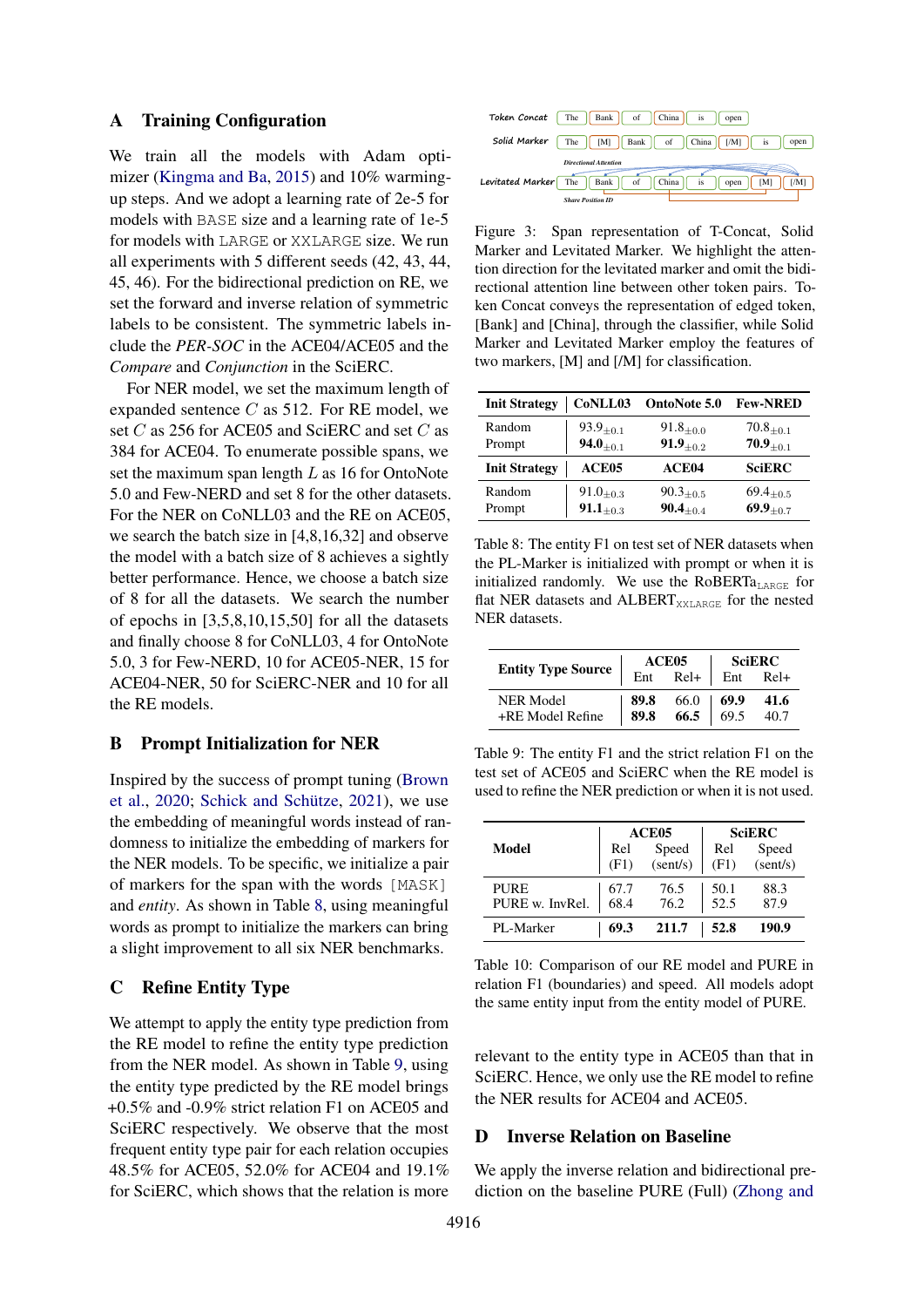## A Training Configuration

We train all the models with Adam optimizer (Kingma and Ba, 2015) and 10% warming-up steps. And we adopt a learning rate of 2e-5 for models with BASE size and a learning rate of 1e-5 for models with LARGE or XXLARGE size. We run all experiments with 5 different seeds (42, 43, 44, 45, 46). For the bidirectional prediction on RE, we set the forward and inverse relation of symmetric labels to be consistent. The symmetric labels include the *PER-SOC* in the ACE04/ACE05 and the *Compare* and *Conjunction* in the SciERC.

For NER model, we set the maximum length of expanded sentence $C$ as 512. For RE model, we set $C$ as 256 for ACE05 and SciERC and set $C$ as 384 for ACE04. To enumerate possible spans, we set the maximum span length $L$ as 16 for OntoNote 5.0 and Few-NERD and set 8 for the other datasets. For the NER on CoNLL03 and the RE on ACE05, we search the batch size in [4,8,16,32] and observe the model with a batch size of 8 achieves a sightly better performance. Hence, we choose a batch size of 8 for all the datasets. We search the number of epochs in [3,5,8,10,15,50] for all the datasets and finally choose 8 for CoNLL03, 4 for OntoNote 5.0, 3 for Few-NERD, 10 for ACE05-NER, 15 for ACE04-NER, 50 for SciERC-NER and 10 for all the RE models.

## B Prompt Initialization for NER

Inspired by the success of prompt tuning (Brown et al., 2020; Schick and Schütze, 2021), we use the embedding of meaningful words instead of randomness to initialize the embedding of markers for the NER models. To be specific, we initialize a pair of markers for the span with the words [MASK] and *entity*. As shown in Table 8, using meaningful words as prompt to initialize the markers can bring a slight improvement to all six NER benchmarks.

## C Refine Entity Type

We attempt to apply the entity type prediction from the RE model to refine the entity type prediction from the NER model. As shown in Table 9, using the entity type predicted by the RE model brings +0.5% and -0.9% strict relation F1 on ACE05 and SciERC respectively. We observe that the most frequent entity type pair for each relation occupies 48.5% for ACE05, 52.0% for ACE04 and 19.1% for SciERC, which shows that the relation is more relevant to the entity type in ACE05 than that in SciERC. Hence, we only use the RE model to refine the NER results for ACE04 and ACE05.

## D Inverse Relation on Baseline

We apply the inverse relation and bidirectional prediction on the baseline PURE (Full) (Zhong and

Token Concat: The | Bank | of | China | is | open

Solid Marker: The | [M] | Bank | of | China | [/M] | is | open

Levitated Marker: The | Bank | of | China | is | open | [M] | [/M] (Directional Attention; Share Position ID)

Figure 3: Span representation of T-Concat, Solid Marker and Levitated Marker. We highlight the attention direction for the levitated marker and omit the bidirectional attention line between other token pairs. Token Concat conveys the representation of edged token, [Bank] and [China], through the classifier, while Solid Marker and Levitated Marker employ the features of two markers, [M] and [/M] for classification.

| Init Strategy | CoNLL03 | OntoNote 5.0 | Few-NRED |
|---|---|---|---|
| Random | $93.9_{\pm0.1}$ | $91.8_{\pm0.0}$ | $70.8_{\pm0.1}$ |
| Prompt | $\mathbf{94.0}_{\pm0.1}$ | $\mathbf{91.9}_{\pm0.2}$ | $\mathbf{70.9}_{\pm0.1}$ |
| **Init Strategy** | **ACE05** | **ACE04** | **SciERC** |
| Random | $91.0_{\pm0.3}$ | $90.3_{\pm0.5}$ | $69.4_{\pm0.5}$ |
| Prompt | $\mathbf{91.1}_{\pm0.3}$ | $\mathbf{90.4}_{\pm0.4}$ | $\mathbf{69.9}_{\pm0.7}$ |

Table 8: The entity F1 on test set of NER datasets when the PL-Marker is initialized with prompt or when it is initialized randomly. We use the RoBERTa$_{\text{LARGE}}$ for flat NER datasets and ALBERT$_{\text{XXLARGE}}$ for the nested NER datasets.

| Entity Type Source | ACE05 | | SciERC | |
|---|---|---|---|---|
| | Ent | Rel+ | Ent | Rel+ |
| NER Model | **89.8** | 66.0 | **69.9** | **41.6** |
| +RE Model Refine | **89.8** | **66.5** | 69.5 | 40.7 |

Table 9: The entity F1 and the strict relation F1 on the test set of ACE05 and SciERC when the RE model is used to refine the NER prediction or when it is not used.

| Model | ACE05 | | SciERC | |
|---|---|---|---|---|
| | Rel (F1) | Speed (sent/s) | Rel (F1) | Speed (sent/s) |
| PURE | 67.7 | 76.5 | 50.1 | 88.3 |
| PURE w. InvRel. | 68.4 | 76.2 | 52.5 | 87.9 |
| PL-Marker | **69.3** | **211.7** | **52.8** | **190.9** |

Table 10: Comparison of our RE model and PURE in relation F1 (boundaries) and speed. All models adopt the same entity input from the entity model of PURE.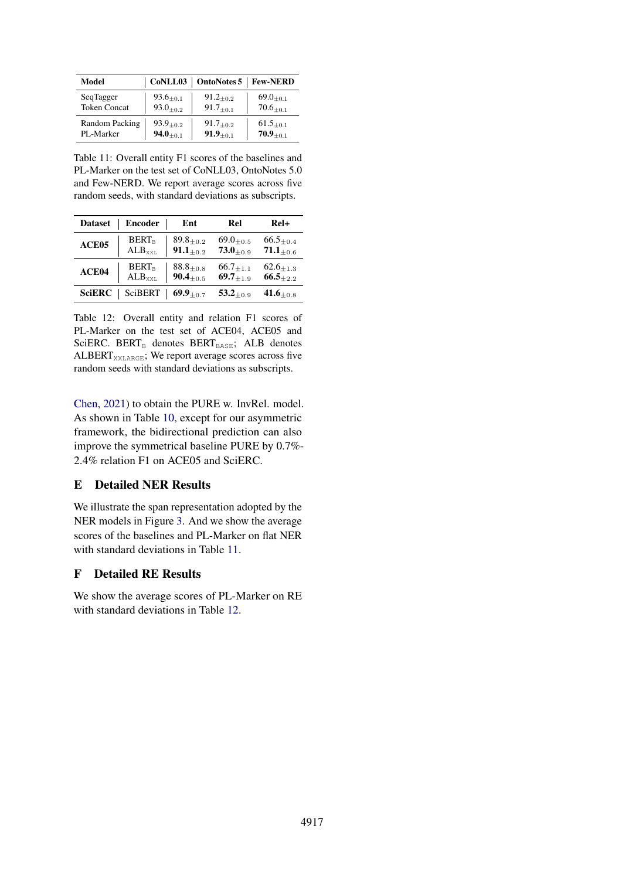| Model | CoNLL03 | OntoNotes 5 | Few-NERD |
|---|---|---|---|
| SeqTagger | $93.6_{\pm 0.1}$ | $91.2_{\pm 0.2}$ | $69.0_{\pm 0.1}$ |
| Token Concat | $93.0_{\pm 0.2}$ | $91.7_{\pm 0.1}$ | $70.6_{\pm 0.1}$ |
| Random Packing | $93.9_{\pm 0.2}$ | $91.7_{\pm 0.2}$ | $61.5_{\pm 0.1}$ |
| PL-Marker | **94.0**$_{\pm 0.1}$ | **91.9**$_{\pm 0.1}$ | **70.9**$_{\pm 0.1}$ |

Table 11: Overall entity F1 scores of the baselines and PL-Marker on the test set of CoNLL03, OntoNotes 5.0 and Few-NERD. We report average scores across five random seeds, with standard deviations as subscripts.

| Dataset | Encoder | Ent | Rel | Rel+ |
|---|---|---|---|---|
| ACE05 | $\text{BERT}_{\text{B}}$ | $89.8_{\pm 0.2}$ | $69.0_{\pm 0.5}$ | $66.5_{\pm 0.4}$ |
| | $\text{ALB}_{\text{XXL}}$ | **91.1**$_{\pm 0.2}$ | **73.0**$_{\pm 0.9}$ | **71.1**$_{\pm 0.6}$ |
| ACE04 | $\text{BERT}_{\text{B}}$ | $88.8_{\pm 0.8}$ | $66.7_{\pm 1.1}$ | $62.6_{\pm 1.3}$ |
| | $\text{ALB}_{\text{XXL}}$ | **90.4**$_{\pm 0.5}$ | **69.7**$_{\pm 1.9}$ | **66.5**$_{\pm 2.2}$ |
| SciERC | SciBERT | **69.9**$_{\pm 0.7}$ | **53.2**$_{\pm 0.9}$ | **41.6**$_{\pm 0.8}$ |

Table 12: Overall entity and relation F1 scores of PL-Marker on the test set of ACE04, ACE05 and SciERC. $\text{BERT}_{\text{B}}$ denotes $\text{BERT}_{\text{BASE}}$; ALB denotes $\text{ALBERT}_{\text{XXLARGE}}$; We report average scores across five random seeds with standard deviations as subscripts.

Chen, 2021) to obtain the PURE w. InvRel. model. As shown in Table 10, except for our asymmetric framework, the bidirectional prediction can also improve the symmetrical baseline PURE by 0.7%-2.4% relation F1 on ACE05 and SciERC.

## E Detailed NER Results

We illustrate the span representation adopted by the NER models in Figure 3. And we show the average scores of the baselines and PL-Marker on flat NER with standard deviations in Table 11.

## F Detailed RE Results

We show the average scores of PL-Marker on RE with standard deviations in Table 12.